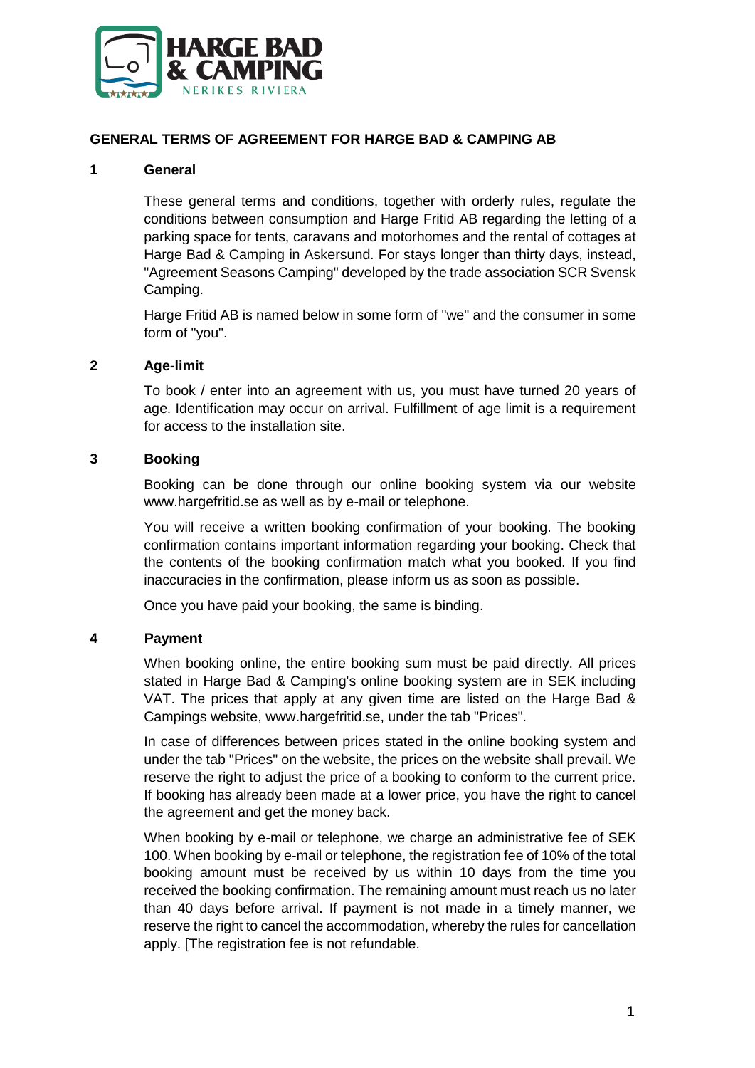# GENERAL TERMS OF AGREEMENT FOR HARGE BAD & CAMPING AB

## 1 General

These general terms and conditions, together with orderly rules, regulate the conditions between consumption and Harge Fritid AB regarding the letting of a parking space for tents, caravans and motorhomes and the rental of cottages at Harge Bad & Camping in Askersund. For stays longer than thirty days, instead, "Agreement Seasons Camping" developed by the trade association SCR Svensk Camping.

Harge Fritid AB is named below in some form of "we" and the consumer in some form of "you".

## 2 Age-limit

To book / enter into an agreement with us, you must have turned 20 years of age. Identification may occur on arrival. Fulfillment of age limit is a requirement for access to the installation site.

## 3 Booking

Booking can be done through our online booking system via our website www.hargefritid.se as well as by e-mail or telephone.

You will receive a written booking confirmation of your booking. The booking confirmation contains important information regarding your booking. Check that the contents of the booking confirmation match what you booked. If you find inaccuracies in the confirmation, please inform us as soon as possible.

Once you have paid your booking, the same is binding.

## 4 Payment

When booking online, the entire booking sum must be paid directly. All prices stated in Harge Bad & Camping's online booking system are in SEK including VAT. The prices that apply at any given time are listed on the Harge Bad & Campings website, www.hargefritid.se, under the tab "Prices".

In case of differences between prices stated in the online booking system and under the tab "Prices" on the website, the prices on the website shall prevail. We reserve the right to adjust the price of a booking to conform to the current price. If booking has already been made at a lower price, you have the right to cancel the agreement and get the money back.

When booking by e-mail or telephone, we charge an administrative fee of SEK 100. When booking by e-mail or telephone, the registration fee of 10% of the total booking amount must be received by us within 10 days from the time you received the booking confirmation. The remaining amount must reach us no later than 40 days before arrival. If payment is not made in a timely manner, we reserve the right to cancel the accommodation, whereby the rules for cancellation apply. [The registration fee is not refundable.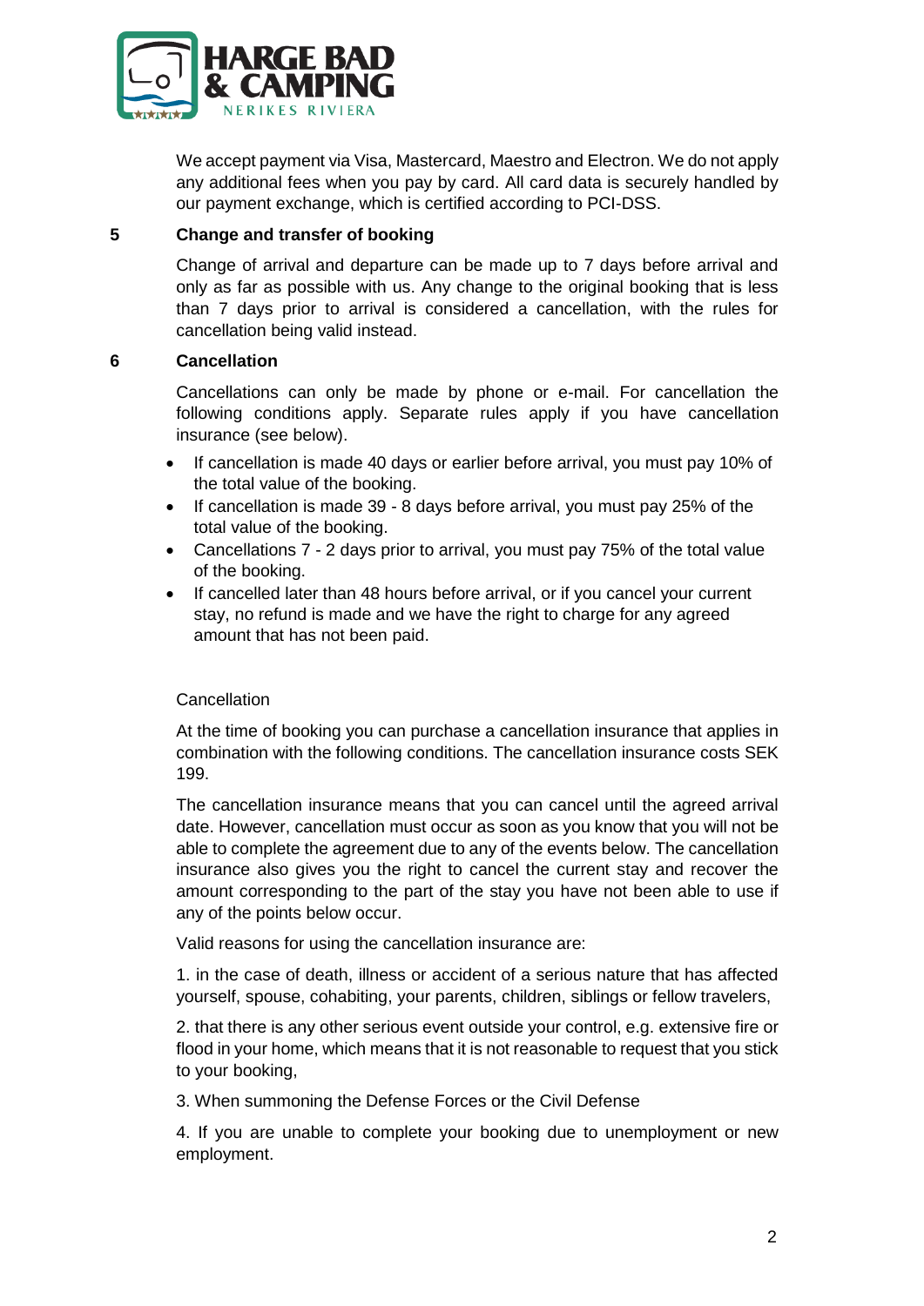We accept payment via Visa, Mastercard, Maestro and Electron. We do not apply any additional fees when you pay by card. All card data is securely handled by our payment exchange, which is certified according to PCI-DSS.

## 5 Change and transfer of booking

Change of arrival and departure can be made up to 7 days before arrival and only as far as possible with us. Any change to the original booking that is less than 7 days prior to arrival is considered a cancellation, with the rules for cancellation being valid instead.

## 6 Cancellation

Cancellations can only be made by phone or e-mail. For cancellation the following conditions apply. Separate rules apply if you have cancellation insurance (see below).

- If cancellation is made 40 days or earlier before arrival, you must pay 10% of the total value of the booking.
- If cancellation is made 39 - 8 days before arrival, you must pay 25% of the total value of the booking.
- Cancellations 7 - 2 days prior to arrival, you must pay 75% of the total value of the booking.
- If cancelled later than 48 hours before arrival, or if you cancel your current stay, no refund is made and we have the right to charge for any agreed amount that has not been paid.

Cancellation

At the time of booking you can purchase a cancellation insurance that applies in combination with the following conditions. The cancellation insurance costs SEK 199.

The cancellation insurance means that you can cancel until the agreed arrival date. However, cancellation must occur as soon as you know that you will not be able to complete the agreement due to any of the events below. The cancellation insurance also gives you the right to cancel the current stay and recover the amount corresponding to the part of the stay you have not been able to use if any of the points below occur.

Valid reasons for using the cancellation insurance are:

1. in the case of death, illness or accident of a serious nature that has affected yourself, spouse, cohabiting, your parents, children, siblings or fellow travelers,

2. that there is any other serious event outside your control, e.g. extensive fire or flood in your home, which means that it is not reasonable to request that you stick to your booking,

3. When summoning the Defense Forces or the Civil Defense

4. If you are unable to complete your booking due to unemployment or new employment.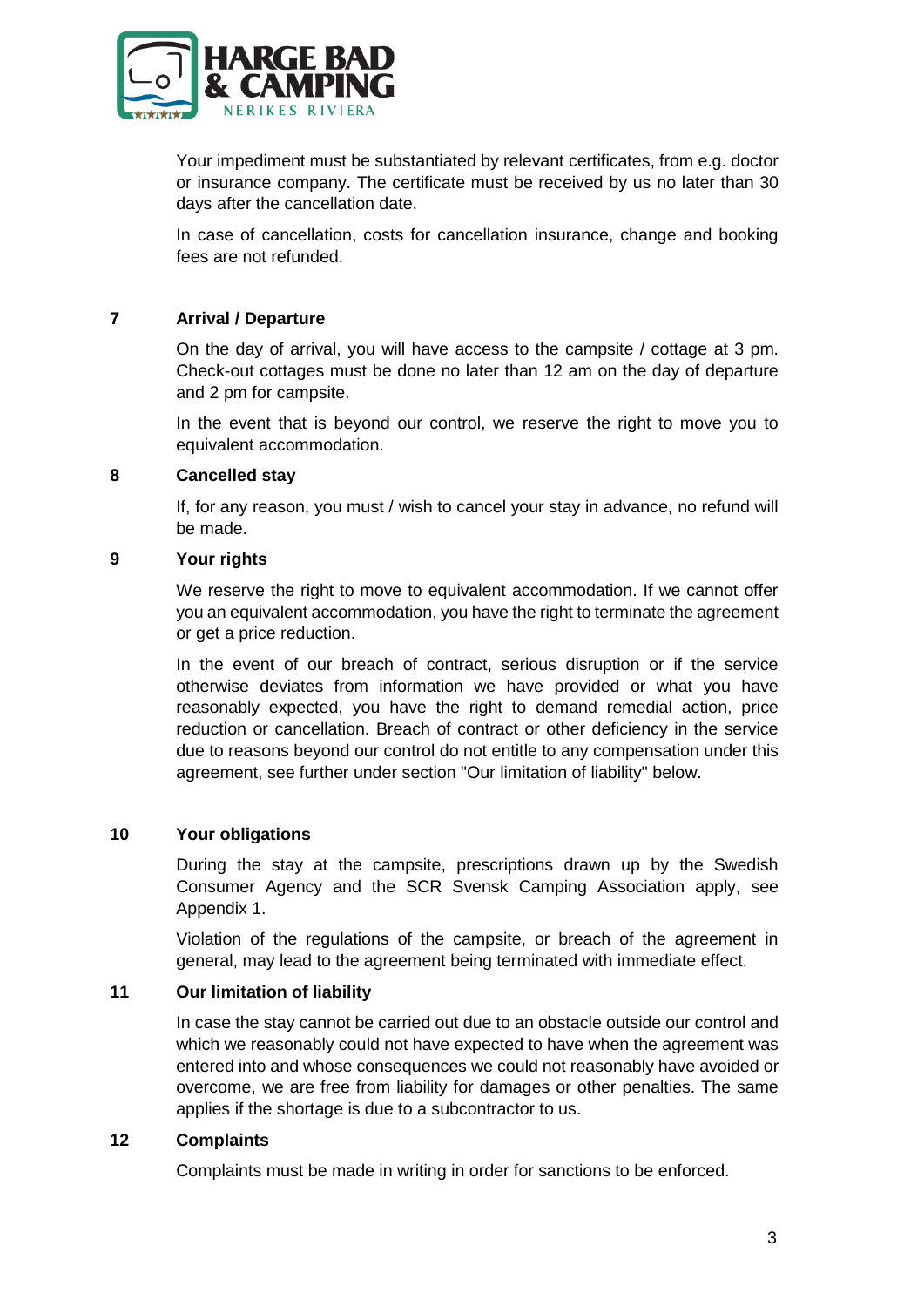Your impediment must be substantiated by relevant certificates, from e.g. doctor or insurance company. The certificate must be received by us no later than 30 days after the cancellation date.

In case of cancellation, costs for cancellation insurance, change and booking fees are not refunded.

## 7 Arrival / Departure

On the day of arrival, you will have access to the campsite / cottage at 3 pm. Check-out cottages must be done no later than 12 am on the day of departure and 2 pm for campsite.

In the event that is beyond our control, we reserve the right to move you to equivalent accommodation.

## 8 Cancelled stay

If, for any reason, you must / wish to cancel your stay in advance, no refund will be made.

## 9 Your rights

We reserve the right to move to equivalent accommodation. If we cannot offer you an equivalent accommodation, you have the right to terminate the agreement or get a price reduction.

In the event of our breach of contract, serious disruption or if the service otherwise deviates from information we have provided or what you have reasonably expected, you have the right to demand remedial action, price reduction or cancellation. Breach of contract or other deficiency in the service due to reasons beyond our control do not entitle to any compensation under this agreement, see further under section "Our limitation of liability" below.

## 10 Your obligations

During the stay at the campsite, prescriptions drawn up by the Swedish Consumer Agency and the SCR Svensk Camping Association apply, see Appendix 1.

Violation of the regulations of the campsite, or breach of the agreement in general, may lead to the agreement being terminated with immediate effect.

## 11 Our limitation of liability

In case the stay cannot be carried out due to an obstacle outside our control and which we reasonably could not have expected to have when the agreement was entered into and whose consequences we could not reasonably have avoided or overcome, we are free from liability for damages or other penalties. The same applies if the shortage is due to a subcontractor to us.

## 12 Complaints

Complaints must be made in writing in order for sanctions to be enforced.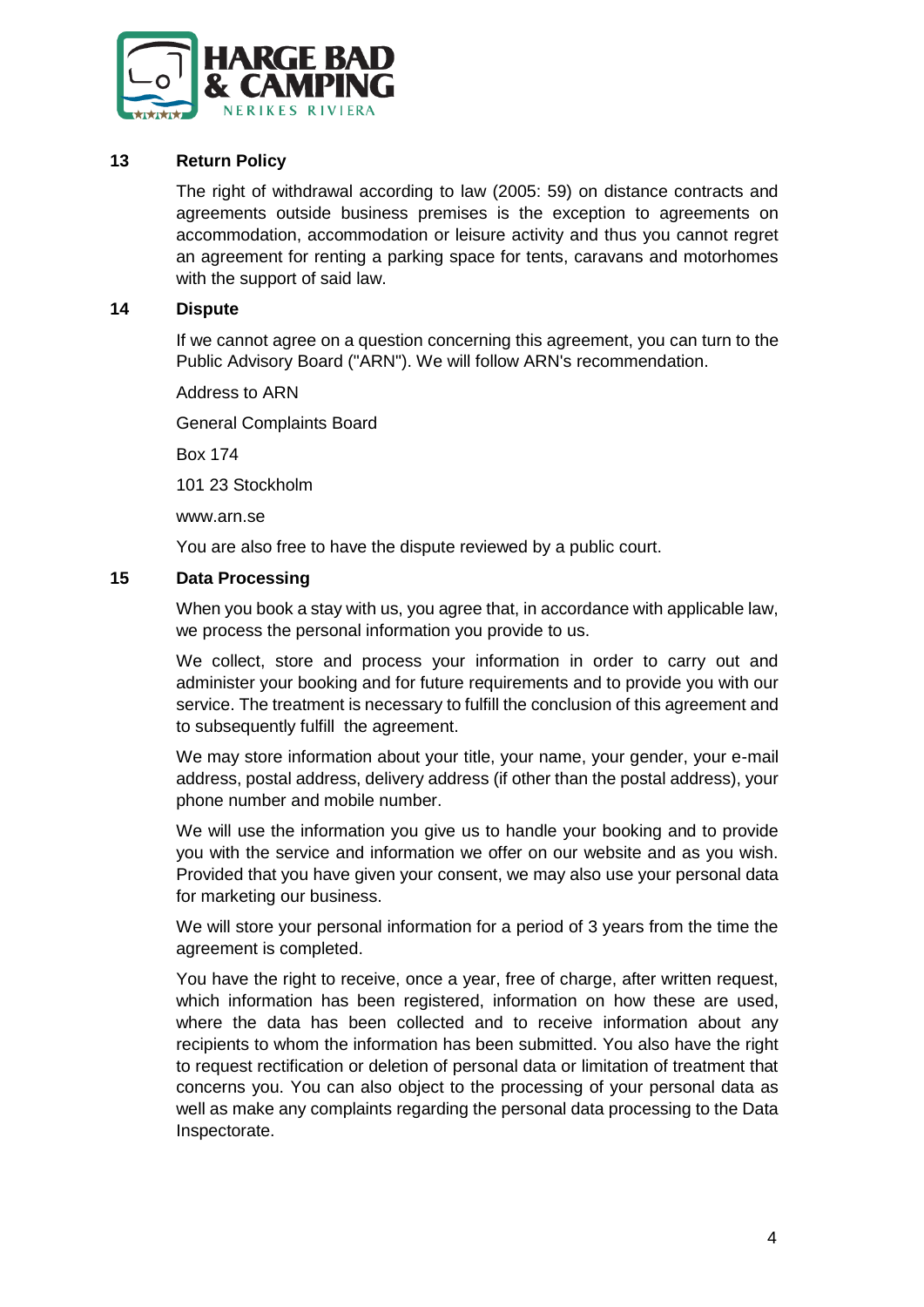## 13 Return Policy

The right of withdrawal according to law (2005: 59) on distance contracts and agreements outside business premises is the exception to agreements on accommodation, accommodation or leisure activity and thus you cannot regret an agreement for renting a parking space for tents, caravans and motorhomes with the support of said law.

## 14 Dispute

If we cannot agree on a question concerning this agreement, you can turn to the Public Advisory Board ("ARN"). We will follow ARN's recommendation.

Address to ARN

General Complaints Board

Box 174

101 23 Stockholm

www.arn.se

You are also free to have the dispute reviewed by a public court.

## 15 Data Processing

When you book a stay with us, you agree that, in accordance with applicable law, we process the personal information you provide to us.

We collect, store and process your information in order to carry out and administer your booking and for future requirements and to provide you with our service. The treatment is necessary to fulfill the conclusion of this agreement and to subsequently fulfill the agreement.

We may store information about your title, your name, your gender, your e-mail address, postal address, delivery address (if other than the postal address), your phone number and mobile number.

We will use the information you give us to handle your booking and to provide you with the service and information we offer on our website and as you wish. Provided that you have given your consent, we may also use your personal data for marketing our business.

We will store your personal information for a period of 3 years from the time the agreement is completed.

You have the right to receive, once a year, free of charge, after written request, which information has been registered, information on how these are used, where the data has been collected and to receive information about any recipients to whom the information has been submitted. You also have the right to request rectification or deletion of personal data or limitation of treatment that concerns you. You can also object to the processing of your personal data as well as make any complaints regarding the personal data processing to the Data Inspectorate.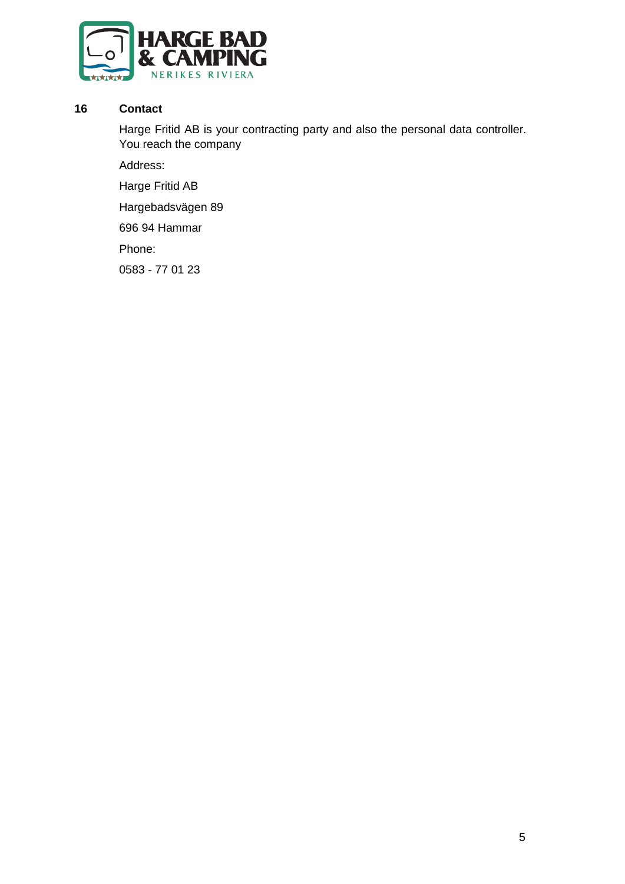## 16 Contact

Harge Fritid AB is your contracting party and also the personal data controller. You reach the company

Address:

Harge Fritid AB

Hargebadsvägen 89

696 94 Hammar

Phone:

0583 - 77 01 23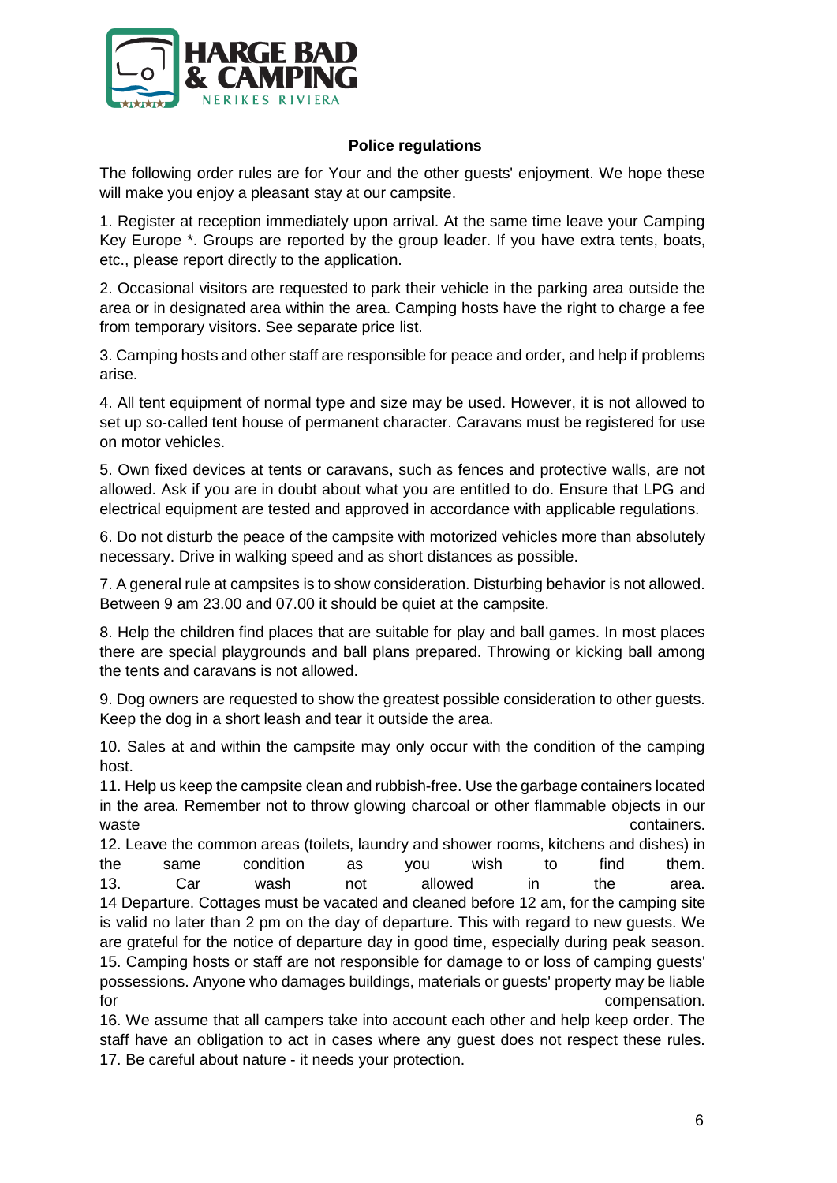**Police regulations**

The following order rules are for Your and the other guests' enjoyment. We hope these will make you enjoy a pleasant stay at our campsite.

1. Register at reception immediately upon arrival. At the same time leave your Camping Key Europe *. Groups are reported by the group leader. If you have extra tents, boats, etc., please report directly to the application.

2. Occasional visitors are requested to park their vehicle in the parking area outside the area or in designated area within the area. Camping hosts have the right to charge a fee from temporary visitors. See separate price list.

3. Camping hosts and other staff are responsible for peace and order, and help if problems arise.

4. All tent equipment of normal type and size may be used. However, it is not allowed to set up so-called tent house of permanent character. Caravans must be registered for use on motor vehicles.

5. Own fixed devices at tents or caravans, such as fences and protective walls, are not allowed. Ask if you are in doubt about what you are entitled to do. Ensure that LPG and electrical equipment are tested and approved in accordance with applicable regulations.

6. Do not disturb the peace of the campsite with motorized vehicles more than absolutely necessary. Drive in walking speed and as short distances as possible.

7. A general rule at campsites is to show consideration. Disturbing behavior is not allowed. Between 9 am 23.00 and 07.00 it should be quiet at the campsite.

8. Help the children find places that are suitable for play and ball games. In most places there are special playgrounds and ball plans prepared. Throwing or kicking ball among the tents and caravans is not allowed.

9. Dog owners are requested to show the greatest possible consideration to other guests. Keep the dog in a short leash and tear it outside the area.

10. Sales at and within the campsite may only occur with the condition of the camping host.

11. Help us keep the campsite clean and rubbish-free. Use the garbage containers located in the area. Remember not to throw glowing charcoal or other flammable objects in our waste containers.

12. Leave the common areas (toilets, laundry and shower rooms, kitchens and dishes) in the same condition as you wish to find them.

13. Car wash not allowed in the area.

14 Departure. Cottages must be vacated and cleaned before 12 am, for the camping site is valid no later than 2 pm on the day of departure. This with regard to new guests. We are grateful for the notice of departure day in good time, especially during peak season.

15. Camping hosts or staff are not responsible for damage to or loss of camping guests' possessions. Anyone who damages buildings, materials or guests' property may be liable for compensation.

16. We assume that all campers take into account each other and help keep order. The staff have an obligation to act in cases where any guest does not respect these rules.

17. Be careful about nature - it needs your protection.